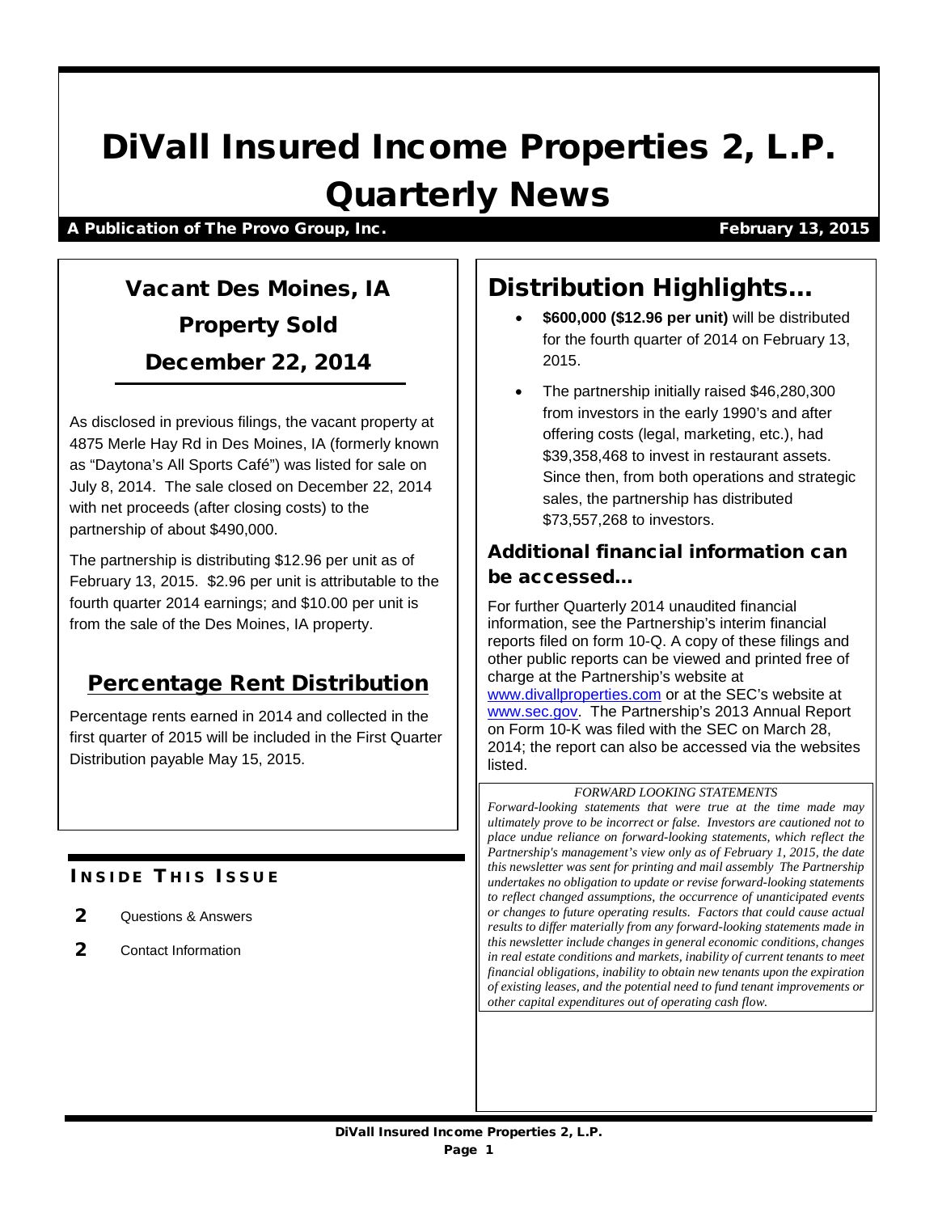# DiVall Insured Income Properties 2, L.P. Quarterly News

**A Publication of The Provo Group, Inc.** **February 13, 2015**

## Vacant Des Moines, IA Property Sold December 22, 2014

As disclosed in previous filings, the vacant property at 4875 Merle Hay Rd in Des Moines, IA (formerly known as "Daytona's All Sports Café") was listed for sale on July 8, 2014. The sale closed on December 22, 2014 with net proceeds (after closing costs) to the partnership of about $490,000.

The partnership is distributing $12.96 per unit as of February 13, 2015. $2.96 per unit is attributable to the fourth quarter 2014 earnings; and $10.00 per unit is from the sale of the Des Moines, IA property.

## Percentage Rent Distribution

Percentage rents earned in 2014 and collected in the first quarter of 2015 will be included in the First Quarter Distribution payable May 15, 2015.

### INSIDE THIS ISSUE

- **2** Questions & Answers
- **2** Contact Information

## Distribution Highlights…

- **$600,000 ($12.96 per unit)** will be distributed for the fourth quarter of 2014 on February 13, 2015.
- The partnership initially raised $46,280,300 from investors in the early 1990's and after offering costs (legal, marketing, etc.), had $39,358,468 to invest in restaurant assets. Since then, from both operations and strategic sales, the partnership has distributed $73,557,268 to investors.

### Additional financial information can be accessed…

For further Quarterly 2014 unaudited financial information, see the Partnership's interim financial reports filed on form 10-Q. A copy of these filings and other public reports can be viewed and printed free of charge at the Partnership's website at www.divallproperties.com or at the SEC's website at www.sec.gov. The Partnership's 2013 Annual Report on Form 10-K was filed with the SEC on March 28, 2014; the report can also be accessed via the websites listed.

*FORWARD LOOKING STATEMENTS*

*Forward-looking statements that were true at the time made may ultimately prove to be incorrect or false. Investors are cautioned not to place undue reliance on forward-looking statements, which reflect the Partnership's management's view only as of February 1, 2015, the date this newsletter was sent for printing and mail assembly The Partnership undertakes no obligation to update or revise forward-looking statements to reflect changed assumptions, the occurrence of unanticipated events or changes to future operating results. Factors that could cause actual results to differ materially from any forward-looking statements made in this newsletter include changes in general economic conditions, changes in real estate conditions and markets, inability of current tenants to meet financial obligations, inability to obtain new tenants upon the expiration of existing leases, and the potential need to fund tenant improvements or other capital expenditures out of operating cash flow.*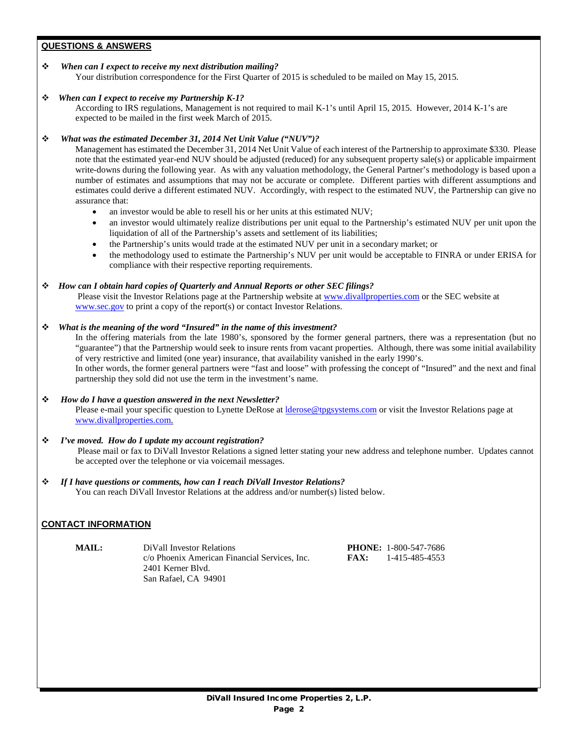## QUESTIONS & ANSWERS

- ***When can I expect to receive my next distribution mailing?***

  Your distribution correspondence for the First Quarter of 2015 is scheduled to be mailed on May 15, 2015.

- ***When can I expect to receive my Partnership K-1?***

  According to IRS regulations, Management is not required to mail K-1's until April 15, 2015. However, 2014 K-1's are expected to be mailed in the first week March of 2015.

- ***What was the estimated December 31, 2014 Net Unit Value ("NUV")?***

  Management has estimated the December 31, 2014 Net Unit Value of each interest of the Partnership to approximate $330. Please note that the estimated year-end NUV should be adjusted (reduced) for any subsequent property sale(s) or applicable impairment write-downs during the following year. As with any valuation methodology, the General Partner's methodology is based upon a number of estimates and assumptions that may not be accurate or complete. Different parties with different assumptions and estimates could derive a different estimated NUV. Accordingly, with respect to the estimated NUV, the Partnership can give no assurance that:

  - an investor would be able to resell his or her units at this estimated NUV;
  - an investor would ultimately realize distributions per unit equal to the Partnership's estimated NUV per unit upon the liquidation of all of the Partnership's assets and settlement of its liabilities;
  - the Partnership's units would trade at the estimated NUV per unit in a secondary market; or
  - the methodology used to estimate the Partnership's NUV per unit would be acceptable to FINRA or under ERISA for compliance with their respective reporting requirements.

- ***How can I obtain hard copies of Quarterly and Annual Reports or other SEC filings?***

  Please visit the Investor Relations page at the Partnership website at www.divallproperties.com or the SEC website at www.sec.gov to print a copy of the report(s) or contact Investor Relations.

- ***What is the meaning of the word "Insured" in the name of this investment?***

  In the offering materials from the late 1980's, sponsored by the former general partners, there was a representation (but no "guarantee") that the Partnership would seek to insure rents from vacant properties. Although, there was some initial availability of very restrictive and limited (one year) insurance, that availability vanished in the early 1990's.

  In other words, the former general partners were "fast and loose" with professing the concept of "Insured" and the next and final partnership they sold did not use the term in the investment's name.

- ***How do I have a question answered in the next Newsletter?***

  Please e-mail your specific question to Lynette DeRose at lderose@tpgsystems.com or visit the Investor Relations page at www.divallproperties.com.

- ***I've moved. How do I update my account registration?***

  Please mail or fax to DiVall Investor Relations a signed letter stating your new address and telephone number. Updates cannot be accepted over the telephone or via voicemail messages.

- ***If I have questions or comments, how can I reach DiVall Investor Relations?***

  You can reach DiVall Investor Relations at the address and/or number(s) listed below.

## CONTACT INFORMATION

**MAIL:** DiVall Investor Relations
c/o Phoenix American Financial Services, Inc.
2401 Kerner Blvd.
San Rafael, CA 94901

**PHONE:** 1-800-547-7686
**FAX:** 1-415-485-4553